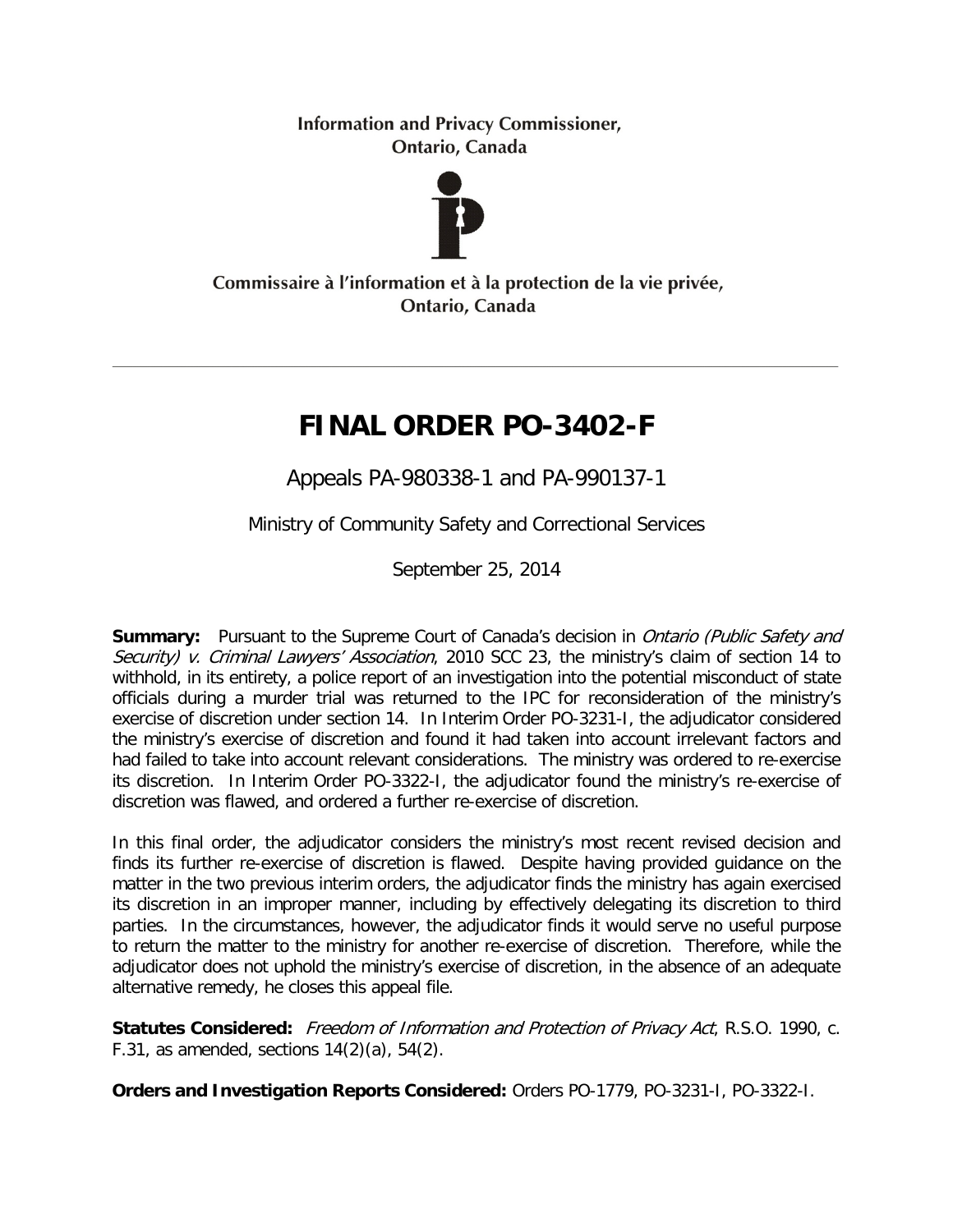Information and Privacy Commissioner,
Ontario, Canada

Commissaire à l'information et à la protection de la vie privée,
Ontario, Canada

---

# FINAL ORDER PO-3402-F

Appeals PA-980338-1 and PA-990137-1

Ministry of Community Safety and Correctional Services

September 25, 2014

**Summary:** Pursuant to the Supreme Court of Canada's decision in *Ontario (Public Safety and Security) v. Criminal Lawyers' Association*, 2010 SCC 23, the ministry's claim of section 14 to withhold, in its entirety, a police report of an investigation into the potential misconduct of state officials during a murder trial was returned to the IPC for reconsideration of the ministry's exercise of discretion under section 14. In Interim Order PO-3231-I, the adjudicator considered the ministry's exercise of discretion and found it had taken into account irrelevant factors and had failed to take into account relevant considerations. The ministry was ordered to re-exercise its discretion. In Interim Order PO-3322-I, the adjudicator found the ministry's re-exercise of discretion was flawed, and ordered a further re-exercise of discretion.

In this final order, the adjudicator considers the ministry's most recent revised decision and finds its further re-exercise of discretion is flawed. Despite having provided guidance on the matter in the two previous interim orders, the adjudicator finds the ministry has again exercised its discretion in an improper manner, including by effectively delegating its discretion to third parties. In the circumstances, however, the adjudicator finds it would serve no useful purpose to return the matter to the ministry for another re-exercise of discretion. Therefore, while the adjudicator does not uphold the ministry's exercise of discretion, in the absence of an adequate alternative remedy, he closes this appeal file.

**Statutes Considered:** *Freedom of Information and Protection of Privacy Act*, R.S.O. 1990, c. F.31, as amended, sections 14(2)(a), 54(2).

**Orders and Investigation Reports Considered:** Orders PO-1779, PO-3231-I, PO-3322-I.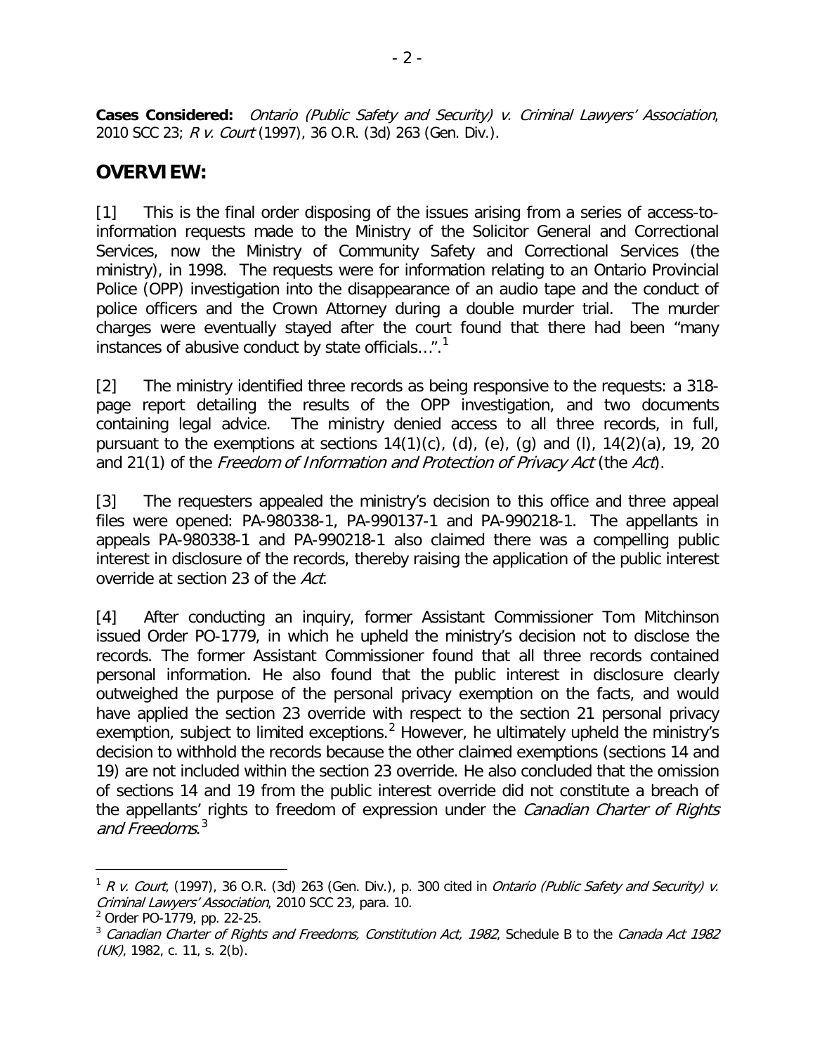**Cases Considered:** *Ontario (Public Safety and Security) v. Criminal Lawyers' Association*, 2010 SCC 23; *R v. Court* (1997), 36 O.R. (3d) 263 (Gen. Div.).

## OVERVIEW:

[1] This is the final order disposing of the issues arising from a series of access-to-information requests made to the Ministry of the Solicitor General and Correctional Services, now the Ministry of Community Safety and Correctional Services (the ministry), in 1998. The requests were for information relating to an Ontario Provincial Police (OPP) investigation into the disappearance of an audio tape and the conduct of police officers and the Crown Attorney during a double murder trial. The murder charges were eventually stayed after the court found that there had been "many instances of abusive conduct by state officials…".[1]

[2] The ministry identified three records as being responsive to the requests: a 318-page report detailing the results of the OPP investigation, and two documents containing legal advice. The ministry denied access to all three records, in full, pursuant to the exemptions at sections 14(1)(c), (d), (e), (g) and (l), 14(2)(a), 19, 20 and 21(1) of the *Freedom of Information and Protection of Privacy Act* (the *Act*).

[3] The requesters appealed the ministry's decision to this office and three appeal files were opened: PA-980338-1, PA-990137-1 and PA-990218-1. The appellants in appeals PA-980338-1 and PA-990218-1 also claimed there was a compelling public interest in disclosure of the records, thereby raising the application of the public interest override at section 23 of the *Act*.

[4] After conducting an inquiry, former Assistant Commissioner Tom Mitchinson issued Order PO-1779, in which he upheld the ministry's decision not to disclose the records. The former Assistant Commissioner found that all three records contained personal information. He also found that the public interest in disclosure clearly outweighed the purpose of the personal privacy exemption on the facts, and would have applied the section 23 override with respect to the section 21 personal privacy exemption, subject to limited exceptions.[2] However, he ultimately upheld the ministry's decision to withhold the records because the other claimed exemptions (sections 14 and 19) are not included within the section 23 override. He also concluded that the omission of sections 14 and 19 from the public interest override did not constitute a breach of the appellants' rights to freedom of expression under the *Canadian Charter of Rights and Freedoms*.[3]

---

[1] *R v. Court*, (1997), 36 O.R. (3d) 263 (Gen. Div.), p. 300 cited in *Ontario (Public Safety and Security) v. Criminal Lawyers' Association*, 2010 SCC 23, para. 10.

[2] Order PO-1779, pp. 22-25.

[3] *Canadian Charter of Rights and Freedoms, Constitution Act, 1982*, Schedule B to the *Canada Act 1982 (UK)*, 1982, c. 11, s. 2(b).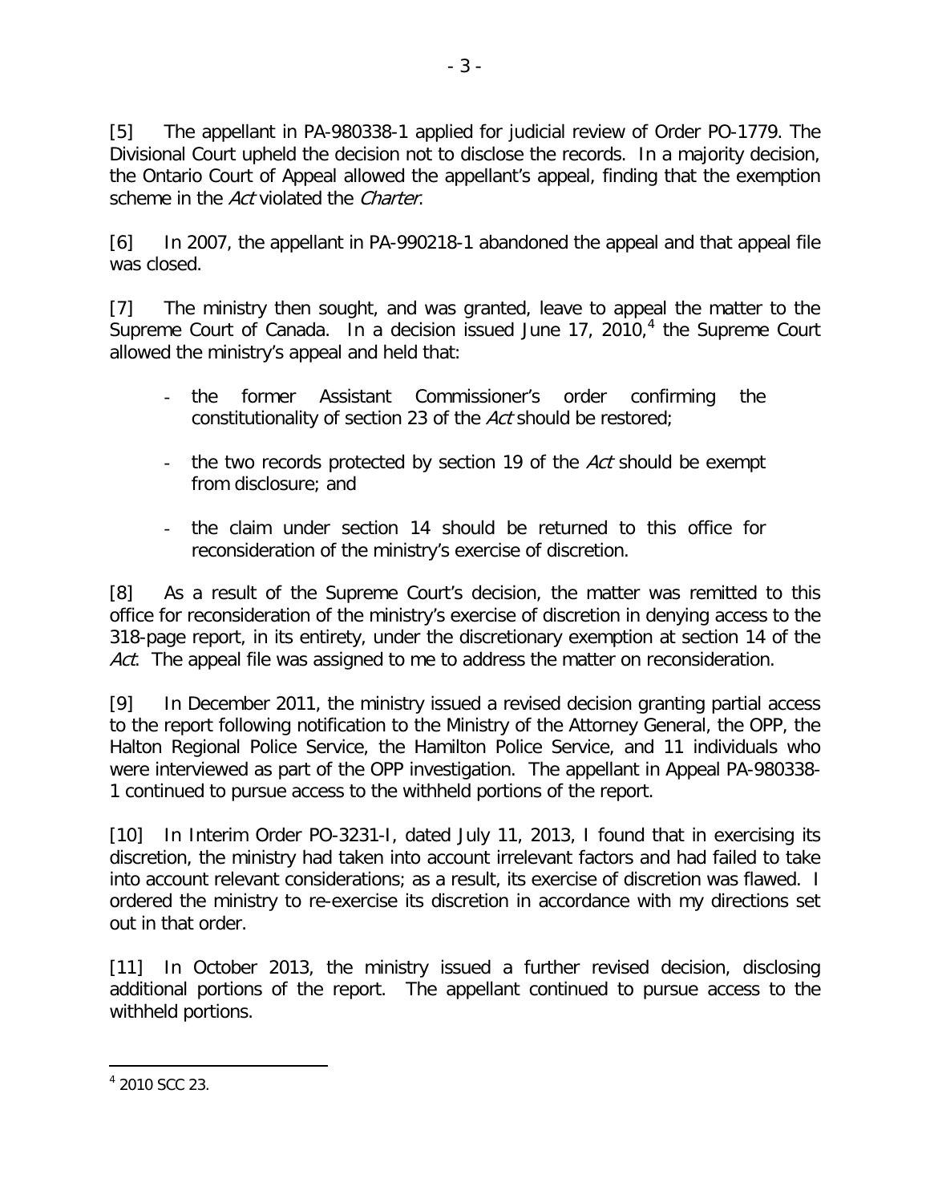[5] The appellant in PA-980338-1 applied for judicial review of Order PO-1779. The Divisional Court upheld the decision not to disclose the records. In a majority decision, the Ontario Court of Appeal allowed the appellant's appeal, finding that the exemption scheme in the *Act* violated the *Charter*.

[6] In 2007, the appellant in PA-990218-1 abandoned the appeal and that appeal file was closed.

[7] The ministry then sought, and was granted, leave to appeal the matter to the Supreme Court of Canada. In a decision issued June 17, 2010,[4] the Supreme Court allowed the ministry's appeal and held that:

- the former Assistant Commissioner's order confirming the constitutionality of section 23 of the *Act* should be restored;
- the two records protected by section 19 of the *Act* should be exempt from disclosure; and
- the claim under section 14 should be returned to this office for reconsideration of the ministry's exercise of discretion.

[8] As a result of the Supreme Court's decision, the matter was remitted to this office for reconsideration of the ministry's exercise of discretion in denying access to the 318-page report, in its entirety, under the discretionary exemption at section 14 of the *Act*. The appeal file was assigned to me to address the matter on reconsideration.

[9] In December 2011, the ministry issued a revised decision granting partial access to the report following notification to the Ministry of the Attorney General, the OPP, the Halton Regional Police Service, the Hamilton Police Service, and 11 individuals who were interviewed as part of the OPP investigation. The appellant in Appeal PA-980338-1 continued to pursue access to the withheld portions of the report.

[10] In Interim Order PO-3231-I, dated July 11, 2013, I found that in exercising its discretion, the ministry had taken into account irrelevant factors and had failed to take into account relevant considerations; as a result, its exercise of discretion was flawed. I ordered the ministry to re-exercise its discretion in accordance with my directions set out in that order.

[11] In October 2013, the ministry issued a further revised decision, disclosing additional portions of the report. The appellant continued to pursue access to the withheld portions.

---

[4] 2010 SCC 23.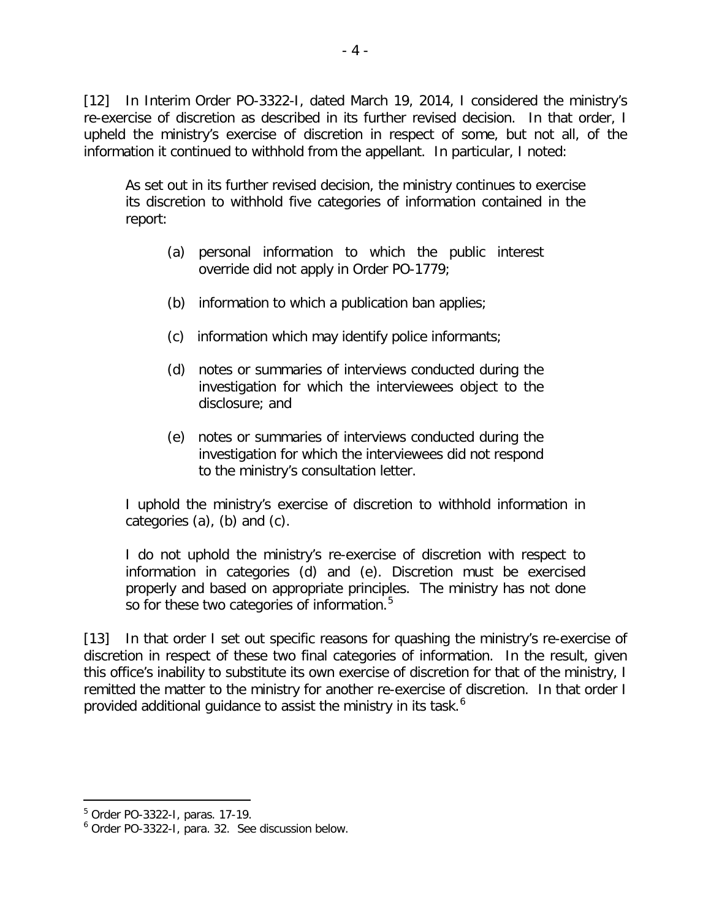[12] In Interim Order PO-3322-I, dated March 19, 2014, I considered the ministry's re-exercise of discretion as described in its further revised decision. In that order, I upheld the ministry's exercise of discretion in respect of some, but not all, of the information it continued to withhold from the appellant. In particular, I noted:

> As set out in its further revised decision, the ministry continues to exercise its discretion to withhold five categories of information contained in the report:
>
> (a) personal information to which the public interest override did not apply in Order PO-1779;
>
> (b) information to which a publication ban applies;
>
> (c) information which may identify police informants;
>
> (d) notes or summaries of interviews conducted during the investigation for which the interviewees object to the disclosure; and
>
> (e) notes or summaries of interviews conducted during the investigation for which the interviewees did not respond to the ministry's consultation letter.
>
> I uphold the ministry's exercise of discretion to withhold information in categories (a), (b) and (c).
>
> I do not uphold the ministry's re-exercise of discretion with respect to information in categories (d) and (e). Discretion must be exercised properly and based on appropriate principles. The ministry has not done so for these two categories of information.[5]

[13] In that order I set out specific reasons for quashing the ministry's re-exercise of discretion in respect of these two final categories of information. In the result, given this office's inability to substitute its own exercise of discretion for that of the ministry, I remitted the matter to the ministry for another re-exercise of discretion. In that order I provided additional guidance to assist the ministry in its task.[6]

---

[5] Order PO-3322-I, paras. 17-19.

[6] Order PO-3322-I, para. 32. See discussion below.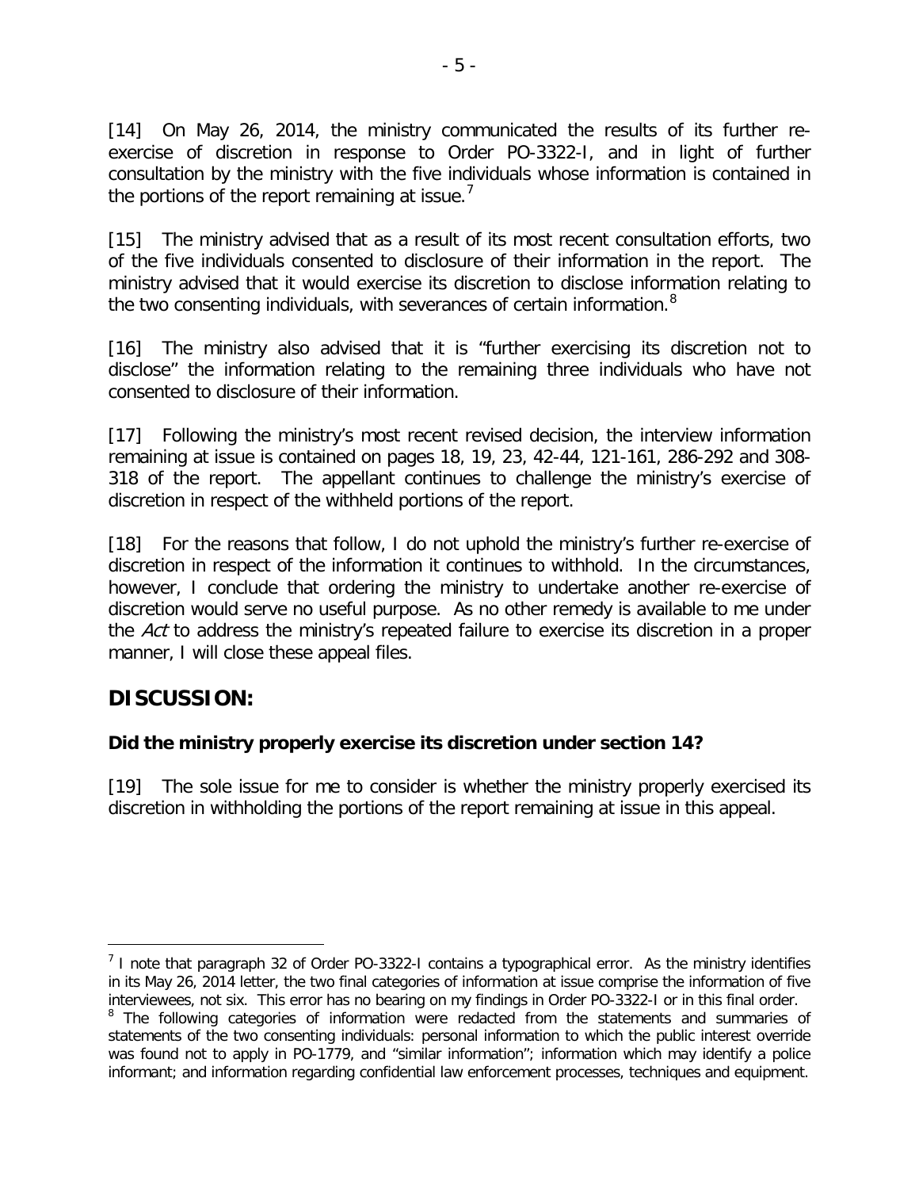[14] On May 26, 2014, the ministry communicated the results of its further re-exercise of discretion in response to Order PO-3322-I, and in light of further consultation by the ministry with the five individuals whose information is contained in the portions of the report remaining at issue.[7]

[15] The ministry advised that as a result of its most recent consultation efforts, two of the five individuals consented to disclosure of their information in the report. The ministry advised that it would exercise its discretion to disclose information relating to the two consenting individuals, with severances of certain information.[8]

[16] The ministry also advised that it is "further exercising its discretion not to disclose" the information relating to the remaining three individuals who have not consented to disclosure of their information.

[17] Following the ministry's most recent revised decision, the interview information remaining at issue is contained on pages 18, 19, 23, 42-44, 121-161, 286-292 and 308-318 of the report. The appellant continues to challenge the ministry's exercise of discretion in respect of the withheld portions of the report.

[18] For the reasons that follow, I do not uphold the ministry's further re-exercise of discretion in respect of the information it continues to withhold. In the circumstances, however, I conclude that ordering the ministry to undertake another re-exercise of discretion would serve no useful purpose. As no other remedy is available to me under the *Act* to address the ministry's repeated failure to exercise its discretion in a proper manner, I will close these appeal files.

## DISCUSSION:

### Did the ministry properly exercise its discretion under section 14?

[19] The sole issue for me to consider is whether the ministry properly exercised its discretion in withholding the portions of the report remaining at issue in this appeal.

---

[7] I note that paragraph 32 of Order PO-3322-I contains a typographical error. As the ministry identifies in its May 26, 2014 letter, the two final categories of information at issue comprise the information of five interviewees, not six. This error has no bearing on my findings in Order PO-3322-I or in this final order.

[8] The following categories of information were redacted from the statements and summaries of statements of the two consenting individuals: personal information to which the public interest override was found not to apply in PO-1779, and "similar information"; information which may identify a police informant; and information regarding confidential law enforcement processes, techniques and equipment.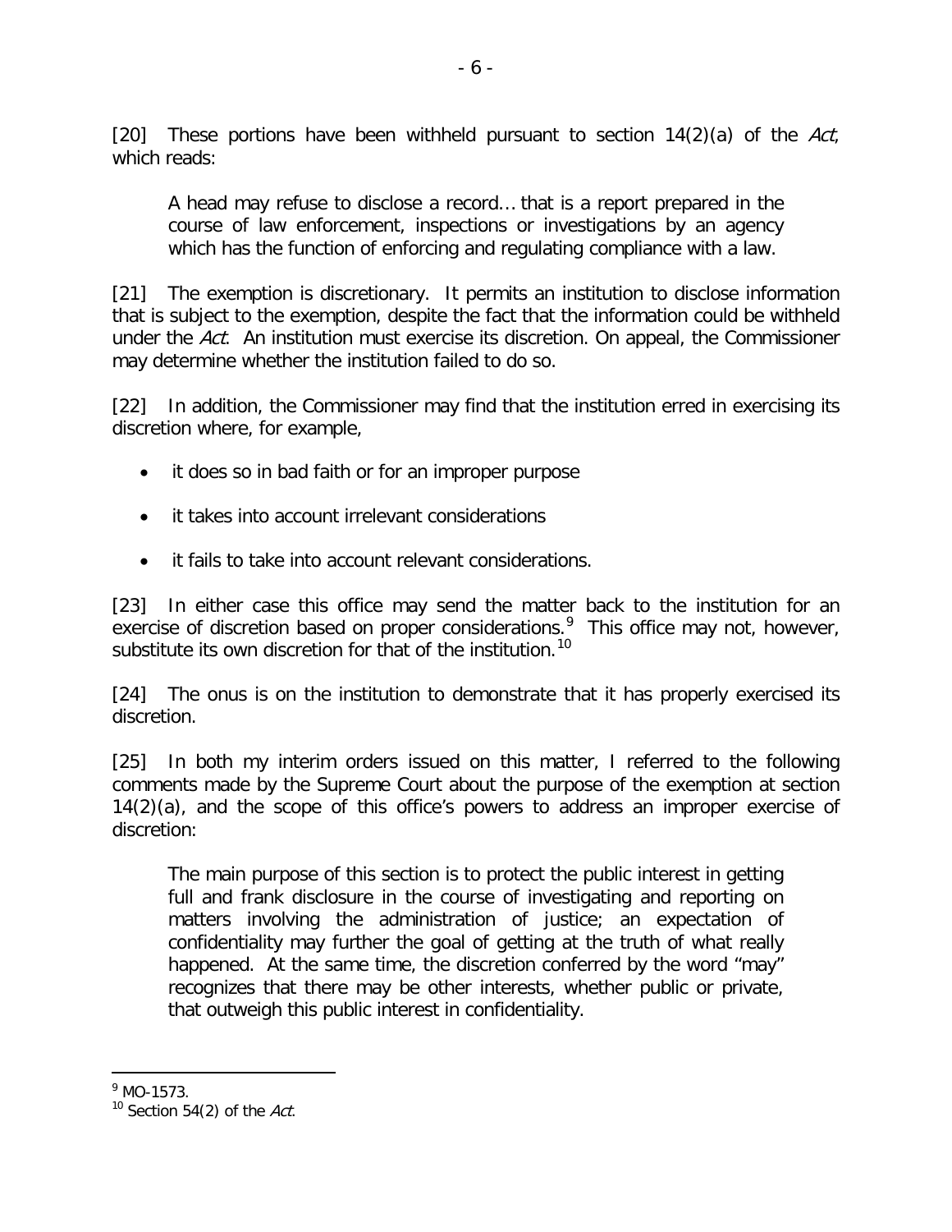[20] These portions have been withheld pursuant to section 14(2)(a) of the *Act*, which reads:

> A head may refuse to disclose a record… that is a report prepared in the course of law enforcement, inspections or investigations by an agency which has the function of enforcing and regulating compliance with a law.

[21] The exemption is discretionary. It permits an institution to disclose information that is subject to the exemption, despite the fact that the information could be withheld under the *Act*. An institution must exercise its discretion. On appeal, the Commissioner may determine whether the institution failed to do so.

[22] In addition, the Commissioner may find that the institution erred in exercising its discretion where, for example,

- it does so in bad faith or for an improper purpose
- it takes into account irrelevant considerations
- it fails to take into account relevant considerations.

[23] In either case this office may send the matter back to the institution for an exercise of discretion based on proper considerations.[9] This office may not, however, substitute its own discretion for that of the institution.[10]

[24] The onus is on the institution to demonstrate that it has properly exercised its discretion.

[25] In both my interim orders issued on this matter, I referred to the following comments made by the Supreme Court about the purpose of the exemption at section 14(2)(a), and the scope of this office's powers to address an improper exercise of discretion:

> The main purpose of this section is to protect the public interest in getting full and frank disclosure in the course of investigating and reporting on matters involving the administration of justice; an expectation of confidentiality may further the goal of getting at the truth of what really happened. At the same time, the discretion conferred by the word "may" recognizes that there may be other interests, whether public or private, that outweigh this public interest in confidentiality.

---

[9] MO-1573.

[10] Section 54(2) of the *Act*.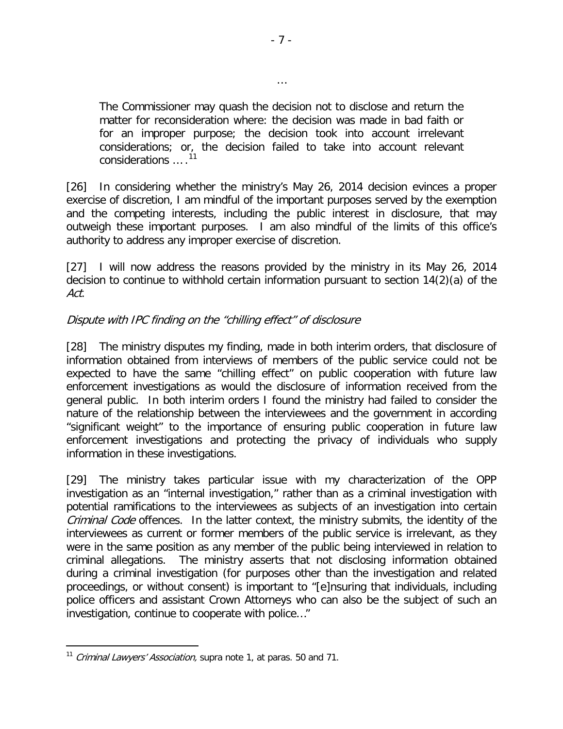…

> The Commissioner may quash the decision not to disclose and return the matter for reconsideration where: the decision was made in bad faith or for an improper purpose; the decision took into account irrelevant considerations; or, the decision failed to take into account relevant considerations ….[11]

[26] In considering whether the ministry's May 26, 2014 decision evinces a proper exercise of discretion, I am mindful of the important purposes served by the exemption and the competing interests, including the public interest in disclosure, that may outweigh these important purposes. I am also mindful of the limits of this office's authority to address any improper exercise of discretion.

[27] I will now address the reasons provided by the ministry in its May 26, 2014 decision to continue to withhold certain information pursuant to section 14(2)(a) of the *Act*.

*Dispute with IPC finding on the "chilling effect" of disclosure*

[28] The ministry disputes my finding, made in both interim orders, that disclosure of information obtained from interviews of members of the public service could not be expected to have the same "chilling effect" on public cooperation with future law enforcement investigations as would the disclosure of information received from the general public. In both interim orders I found the ministry had failed to consider the nature of the relationship between the interviewees and the government in according "significant weight" to the importance of ensuring public cooperation in future law enforcement investigations and protecting the privacy of individuals who supply information in these investigations.

[29] The ministry takes particular issue with my characterization of the OPP investigation as an "internal investigation," rather than as a criminal investigation with potential ramifications to the interviewees as subjects of an investigation into certain *Criminal Code* offences. In the latter context, the ministry submits, the identity of the interviewees as current or former members of the public service is irrelevant, as they were in the same position as any member of the public being interviewed in relation to criminal allegations. The ministry asserts that not disclosing information obtained during a criminal investigation (for purposes other than the investigation and related proceedings, or without consent) is important to "[e]nsuring that individuals, including police officers and assistant Crown Attorneys who can also be the subject of such an investigation, continue to cooperate with police…"

---

[11] *Criminal Lawyers' Association,* supra note 1, at paras. 50 and 71.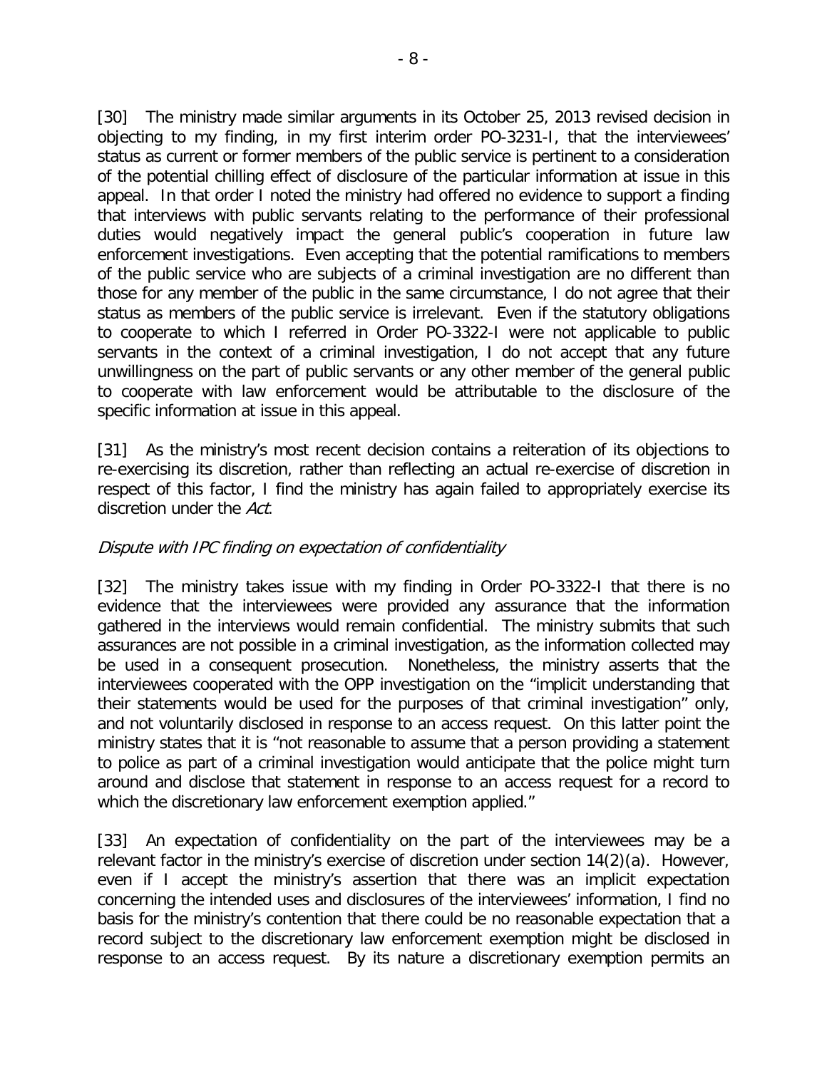[30] The ministry made similar arguments in its October 25, 2013 revised decision in objecting to my finding, in my first interim order PO-3231-I, that the interviewees' status as current or former members of the public service is pertinent to a consideration of the potential chilling effect of disclosure of the particular information at issue in this appeal. In that order I noted the ministry had offered no evidence to support a finding that interviews with public servants relating to the performance of their professional duties would negatively impact the general public's cooperation in future law enforcement investigations. Even accepting that the potential ramifications to members of the public service who are subjects of a criminal investigation are no different than those for any member of the public in the same circumstance, I do not agree that their status as members of the public service is irrelevant. Even if the statutory obligations to cooperate to which I referred in Order PO-3322-I were not applicable to public servants in the context of a criminal investigation, I do not accept that any future unwillingness on the part of public servants or any other member of the general public to cooperate with law enforcement would be attributable to the disclosure of the specific information at issue in this appeal.

[31] As the ministry's most recent decision contains a reiteration of its objections to re-exercising its discretion, rather than reflecting an actual re-exercise of discretion in respect of this factor, I find the ministry has again failed to appropriately exercise its discretion under the *Act*.

### *Dispute with IPC finding on expectation of confidentiality*

[32] The ministry takes issue with my finding in Order PO-3322-I that there is no evidence that the interviewees were provided any assurance that the information gathered in the interviews would remain confidential. The ministry submits that such assurances are not possible in a criminal investigation, as the information collected may be used in a consequent prosecution. Nonetheless, the ministry asserts that the interviewees cooperated with the OPP investigation on the "implicit understanding that their statements would be used for the purposes of that criminal investigation" only, and not voluntarily disclosed in response to an access request. On this latter point the ministry states that it is "not reasonable to assume that a person providing a statement to police as part of a criminal investigation would anticipate that the police might turn around and disclose that statement in response to an access request for a record to which the discretionary law enforcement exemption applied."

[33] An expectation of confidentiality on the part of the interviewees may be a relevant factor in the ministry's exercise of discretion under section 14(2)(a). However, even if I accept the ministry's assertion that there was an implicit expectation concerning the intended uses and disclosures of the interviewees' information, I find no basis for the ministry's contention that there could be no reasonable expectation that a record subject to the discretionary law enforcement exemption might be disclosed in response to an access request. By its nature a discretionary exemption permits an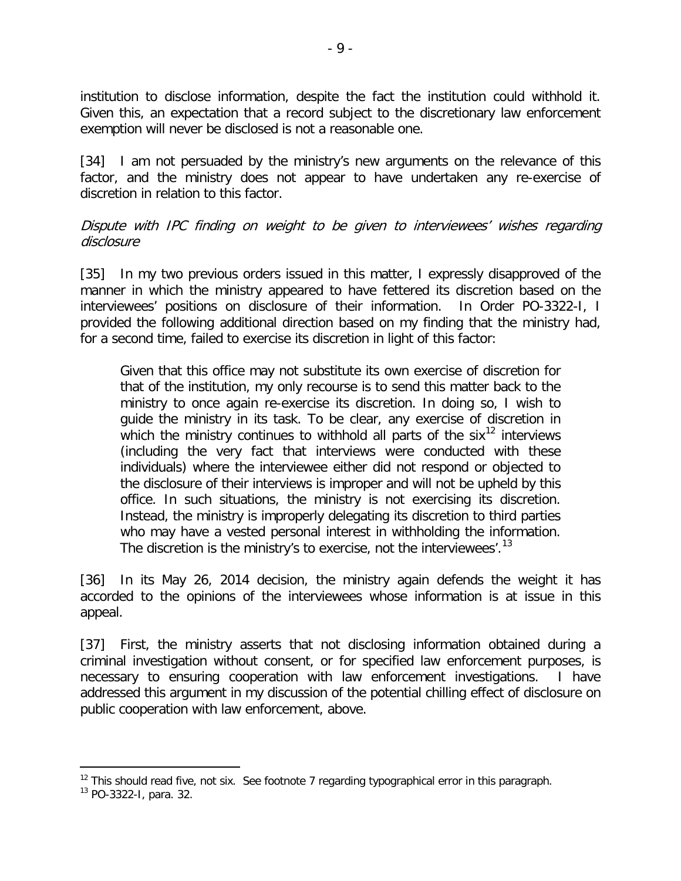institution to disclose information, despite the fact the institution could withhold it. Given this, an expectation that a record subject to the discretionary law enforcement exemption will never be disclosed is not a reasonable one.

[34] I am not persuaded by the ministry's new arguments on the relevance of this factor, and the ministry does not appear to have undertaken any re-exercise of discretion in relation to this factor.

*Dispute with IPC finding on weight to be given to interviewees' wishes regarding disclosure*

[35] In my two previous orders issued in this matter, I expressly disapproved of the manner in which the ministry appeared to have fettered its discretion based on the interviewees' positions on disclosure of their information. In Order PO-3322-I, I provided the following additional direction based on my finding that the ministry had, for a second time, failed to exercise its discretion in light of this factor:

> Given that this office may not substitute its own exercise of discretion for that of the institution, my only recourse is to send this matter back to the ministry to once again re-exercise its discretion. In doing so, I wish to guide the ministry in its task. To be clear, any exercise of discretion in which the ministry continues to withhold all parts of the six[12] interviews (including the very fact that interviews were conducted with these individuals) where the interviewee either did not respond or objected to the disclosure of their interviews is improper and will not be upheld by this office. In such situations, the ministry is not exercising its discretion. Instead, the ministry is improperly delegating its discretion to third parties who may have a vested personal interest in withholding the information. The discretion is the ministry's to exercise, not the interviewees'.[13]

[36] In its May 26, 2014 decision, the ministry again defends the weight it has accorded to the opinions of the interviewees whose information is at issue in this appeal.

[37] First, the ministry asserts that not disclosing information obtained during a criminal investigation without consent, or for specified law enforcement purposes, is necessary to ensuring cooperation with law enforcement investigations. I have addressed this argument in my discussion of the potential chilling effect of disclosure on public cooperation with law enforcement, above.

---

[12] This should read five, not six. See footnote 7 regarding typographical error in this paragraph.

[13] PO-3322-I, para. 32.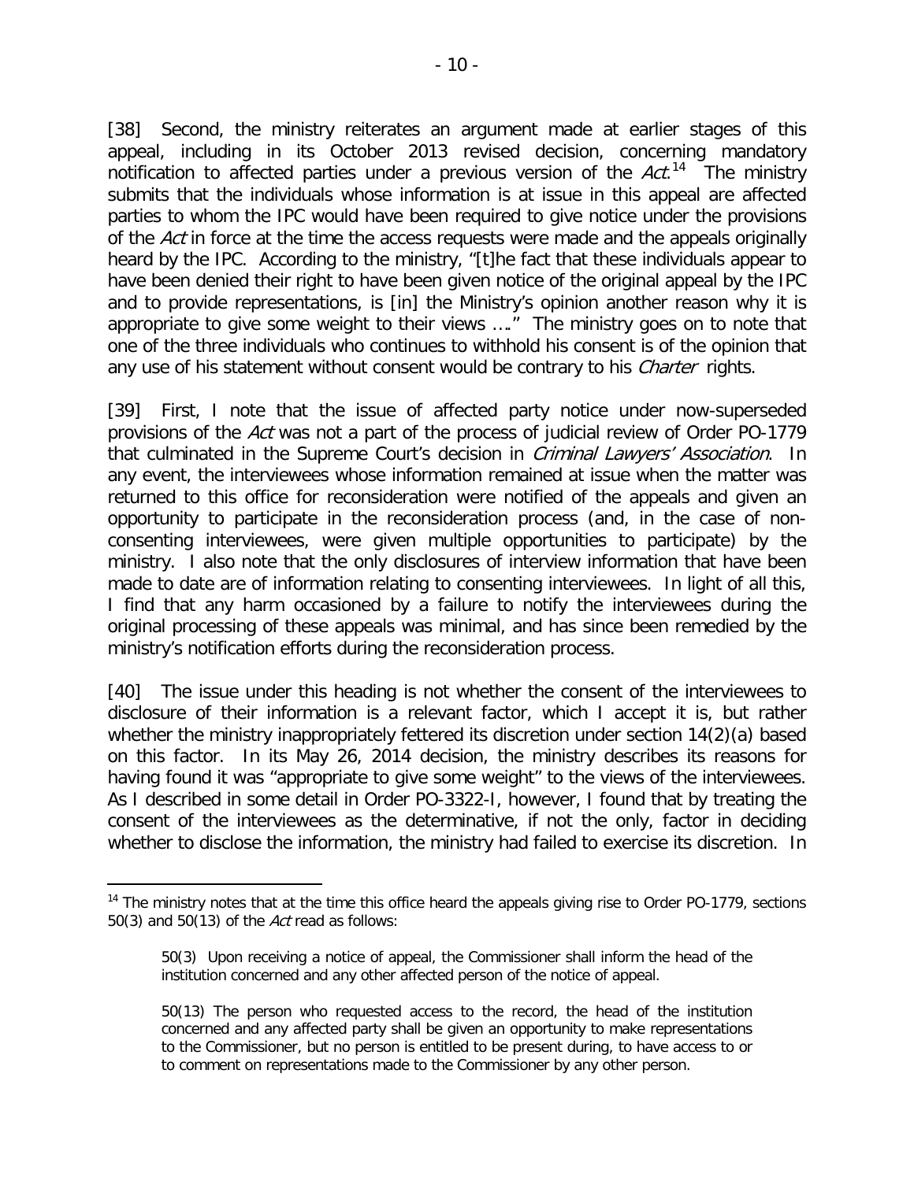[38] Second, the ministry reiterates an argument made at earlier stages of this appeal, including in its October 2013 revised decision, concerning mandatory notification to affected parties under a previous version of the *Act*.[14] The ministry submits that the individuals whose information is at issue in this appeal are affected parties to whom the IPC would have been required to give notice under the provisions of the *Act* in force at the time the access requests were made and the appeals originally heard by the IPC. According to the ministry, "[t]he fact that these individuals appear to have been denied their right to have been given notice of the original appeal by the IPC and to provide representations, is [in] the Ministry's opinion another reason why it is appropriate to give some weight to their views …." The ministry goes on to note that one of the three individuals who continues to withhold his consent is of the opinion that any use of his statement without consent would be contrary to his *Charter* rights.

[39] First, I note that the issue of affected party notice under now-superseded provisions of the *Act* was not a part of the process of judicial review of Order PO-1779 that culminated in the Supreme Court's decision in *Criminal Lawyers' Association*. In any event, the interviewees whose information remained at issue when the matter was returned to this office for reconsideration were notified of the appeals and given an opportunity to participate in the reconsideration process (and, in the case of non-consenting interviewees, were given multiple opportunities to participate) by the ministry. I also note that the only disclosures of interview information that have been made to date are of information relating to consenting interviewees. In light of all this, I find that any harm occasioned by a failure to notify the interviewees during the original processing of these appeals was minimal, and has since been remedied by the ministry's notification efforts during the reconsideration process.

[40] The issue under this heading is not whether the consent of the interviewees to disclosure of their information is a relevant factor, which I accept it is, but rather whether the ministry inappropriately fettered its discretion under section 14(2)(a) based on this factor. In its May 26, 2014 decision, the ministry describes its reasons for having found it was "appropriate to give some weight" to the views of the interviewees. As I described in some detail in Order PO-3322-I, however, I found that by treating the consent of the interviewees as the determinative, if not the only, factor in deciding whether to disclose the information, the ministry had failed to exercise its discretion. In

---

[14] The ministry notes that at the time this office heard the appeals giving rise to Order PO-1779, sections 50(3) and 50(13) of the *Act* read as follows:

> 50(3) Upon receiving a notice of appeal, the Commissioner shall inform the head of the institution concerned and any other affected person of the notice of appeal.
>
> 50(13) The person who requested access to the record, the head of the institution concerned and any affected party shall be given an opportunity to make representations to the Commissioner, but no person is entitled to be present during, to have access to or to comment on representations made to the Commissioner by any other person.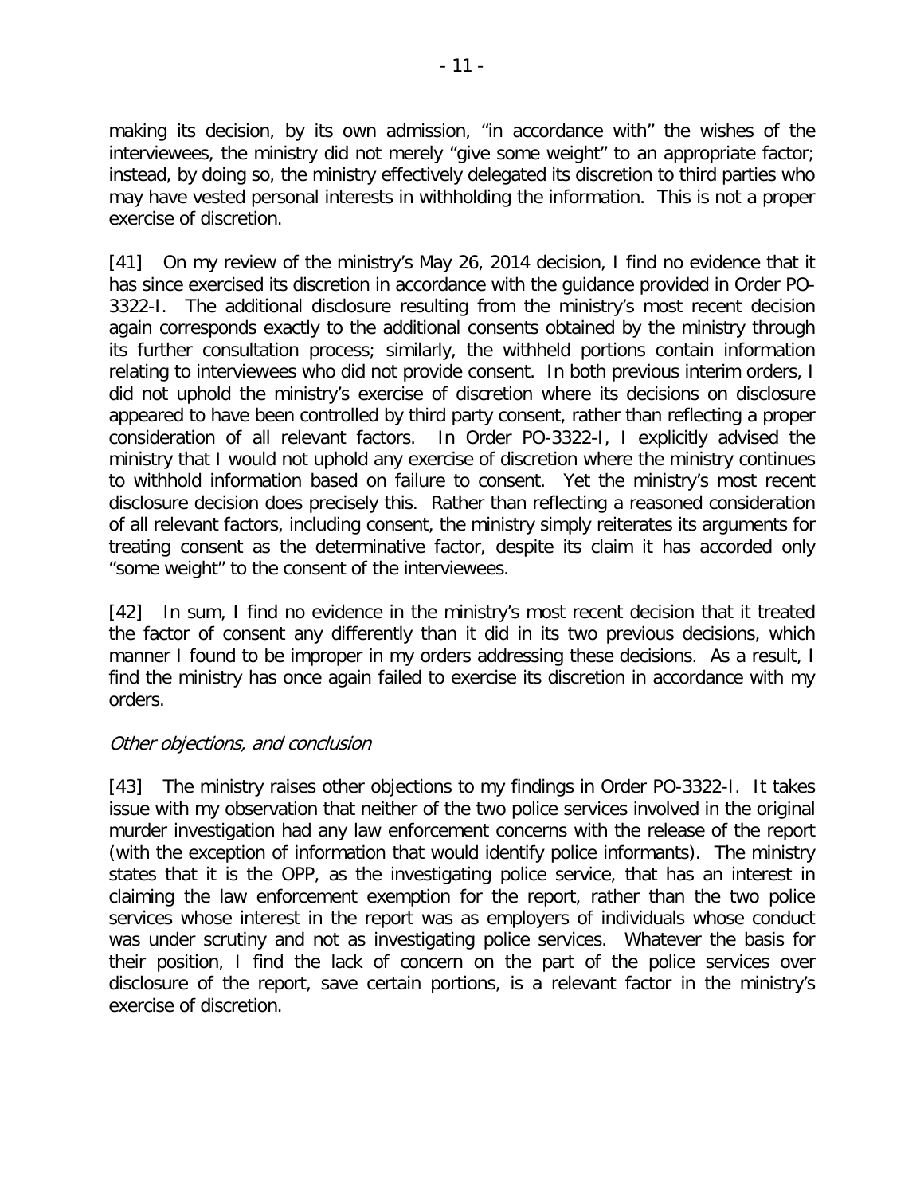making its decision, by its own admission, "in accordance with" the wishes of the interviewees, the ministry did not merely "give some weight" to an appropriate factor; instead, by doing so, the ministry effectively delegated its discretion to third parties who may have vested personal interests in withholding the information. This is not a proper exercise of discretion.

[41] On my review of the ministry's May 26, 2014 decision, I find no evidence that it has since exercised its discretion in accordance with the guidance provided in Order PO-3322-I. The additional disclosure resulting from the ministry's most recent decision again corresponds exactly to the additional consents obtained by the ministry through its further consultation process; similarly, the withheld portions contain information relating to interviewees who did not provide consent. In both previous interim orders, I did not uphold the ministry's exercise of discretion where its decisions on disclosure appeared to have been controlled by third party consent, rather than reflecting a proper consideration of all relevant factors. In Order PO-3322-I, I explicitly advised the ministry that I would not uphold any exercise of discretion where the ministry continues to withhold information based on failure to consent. Yet the ministry's most recent disclosure decision does precisely this. Rather than reflecting a reasoned consideration of all relevant factors, including consent, the ministry simply reiterates its arguments for treating consent as the determinative factor, despite its claim it has accorded only "some weight" to the consent of the interviewees.

[42] In sum, I find no evidence in the ministry's most recent decision that it treated the factor of consent any differently than it did in its two previous decisions, which manner I found to be improper in my orders addressing these decisions. As a result, I find the ministry has once again failed to exercise its discretion in accordance with my orders.

*Other objections, and conclusion*

[43] The ministry raises other objections to my findings in Order PO-3322-I. It takes issue with my observation that neither of the two police services involved in the original murder investigation had any law enforcement concerns with the release of the report (with the exception of information that would identify police informants). The ministry states that it is the OPP, as the investigating police service, that has an interest in claiming the law enforcement exemption for the report, rather than the two police services whose interest in the report was as employers of individuals whose conduct was under scrutiny and not as investigating police services. Whatever the basis for their position, I find the lack of concern on the part of the police services over disclosure of the report, save certain portions, is a relevant factor in the ministry's exercise of discretion.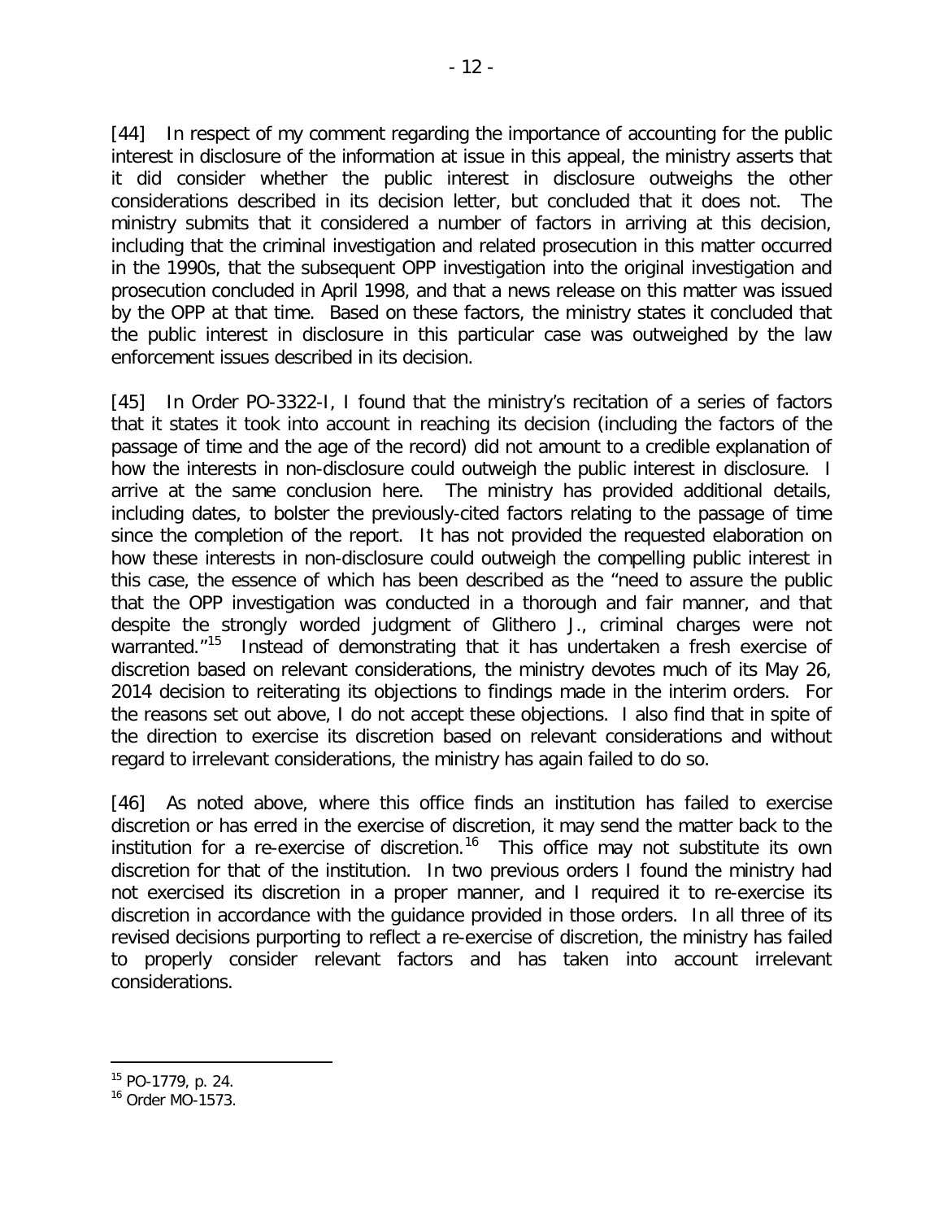[44] In respect of my comment regarding the importance of accounting for the public interest in disclosure of the information at issue in this appeal, the ministry asserts that it did consider whether the public interest in disclosure outweighs the other considerations described in its decision letter, but concluded that it does not. The ministry submits that it considered a number of factors in arriving at this decision, including that the criminal investigation and related prosecution in this matter occurred in the 1990s, that the subsequent OPP investigation into the original investigation and prosecution concluded in April 1998, and that a news release on this matter was issued by the OPP at that time. Based on these factors, the ministry states it concluded that the public interest in disclosure in this particular case was outweighed by the law enforcement issues described in its decision.

[45] In Order PO-3322-I, I found that the ministry's recitation of a series of factors that it states it took into account in reaching its decision (including the factors of the passage of time and the age of the record) did not amount to a credible explanation of how the interests in non-disclosure could outweigh the public interest in disclosure. I arrive at the same conclusion here. The ministry has provided additional details, including dates, to bolster the previously-cited factors relating to the passage of time since the completion of the report. It has not provided the requested elaboration on how these interests in non-disclosure could outweigh the compelling public interest in this case, the essence of which has been described as the "need to assure the public that the OPP investigation was conducted in a thorough and fair manner, and that despite the strongly worded judgment of Glithero J., criminal charges were not warranted."[15] Instead of demonstrating that it has undertaken a fresh exercise of discretion based on relevant considerations, the ministry devotes much of its May 26, 2014 decision to reiterating its objections to findings made in the interim orders. For the reasons set out above, I do not accept these objections. I also find that in spite of the direction to exercise its discretion based on relevant considerations and without regard to irrelevant considerations, the ministry has again failed to do so.

[46] As noted above, where this office finds an institution has failed to exercise discretion or has erred in the exercise of discretion, it may send the matter back to the institution for a re-exercise of discretion.[16] This office may not substitute its own discretion for that of the institution. In two previous orders I found the ministry had not exercised its discretion in a proper manner, and I required it to re-exercise its discretion in accordance with the guidance provided in those orders. In all three of its revised decisions purporting to reflect a re-exercise of discretion, the ministry has failed to properly consider relevant factors and has taken into account irrelevant considerations.

---

[15] PO-1779, p. 24.

[16] Order MO-1573.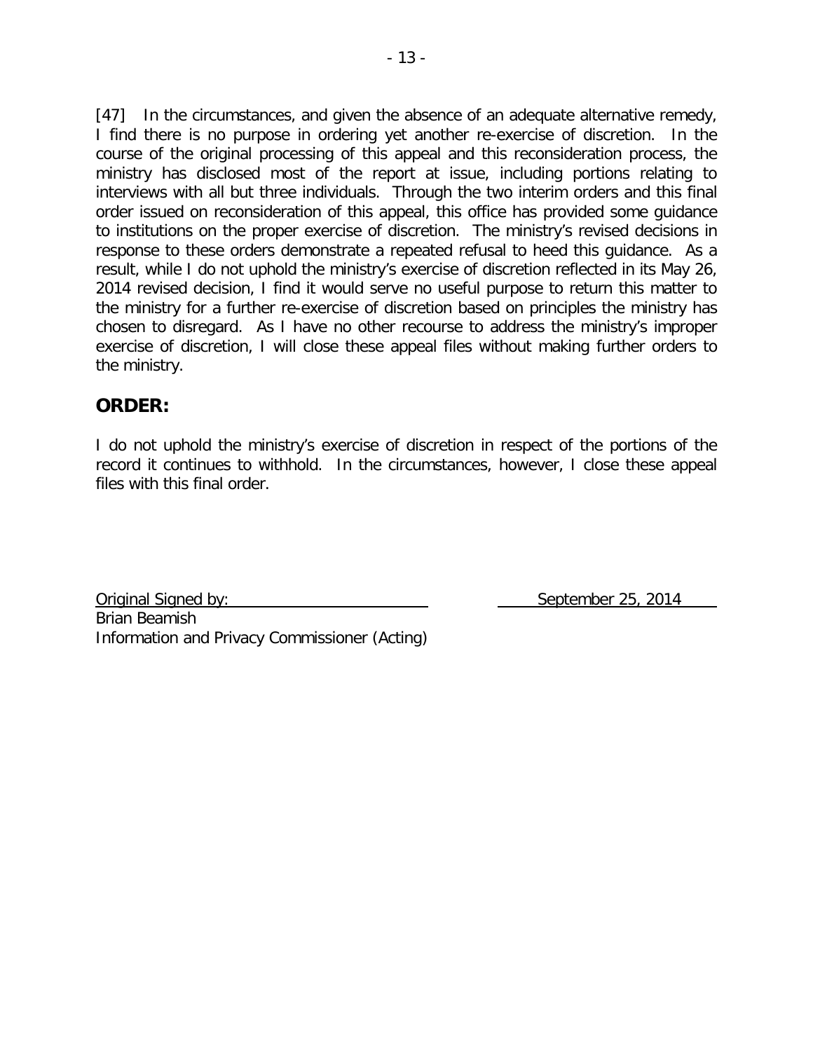[47] In the circumstances, and given the absence of an adequate alternative remedy, I find there is no purpose in ordering yet another re-exercise of discretion. In the course of the original processing of this appeal and this reconsideration process, the ministry has disclosed most of the report at issue, including portions relating to interviews with all but three individuals. Through the two interim orders and this final order issued on reconsideration of this appeal, this office has provided some guidance to institutions on the proper exercise of discretion. The ministry's revised decisions in response to these orders demonstrate a repeated refusal to heed this guidance. As a result, while I do not uphold the ministry's exercise of discretion reflected in its May 26, 2014 revised decision, I find it would serve no useful purpose to return this matter to the ministry for a further re-exercise of discretion based on principles the ministry has chosen to disregard. As I have no other recourse to address the ministry's improper exercise of discretion, I will close these appeal files without making further orders to the ministry.

## ORDER:

I do not uphold the ministry's exercise of discretion in respect of the portions of the record it continues to withhold. In the circumstances, however, I close these appeal files with this final order.

Original Signed by: September 25, 2014

Brian Beamish

Information and Privacy Commissioner (Acting)